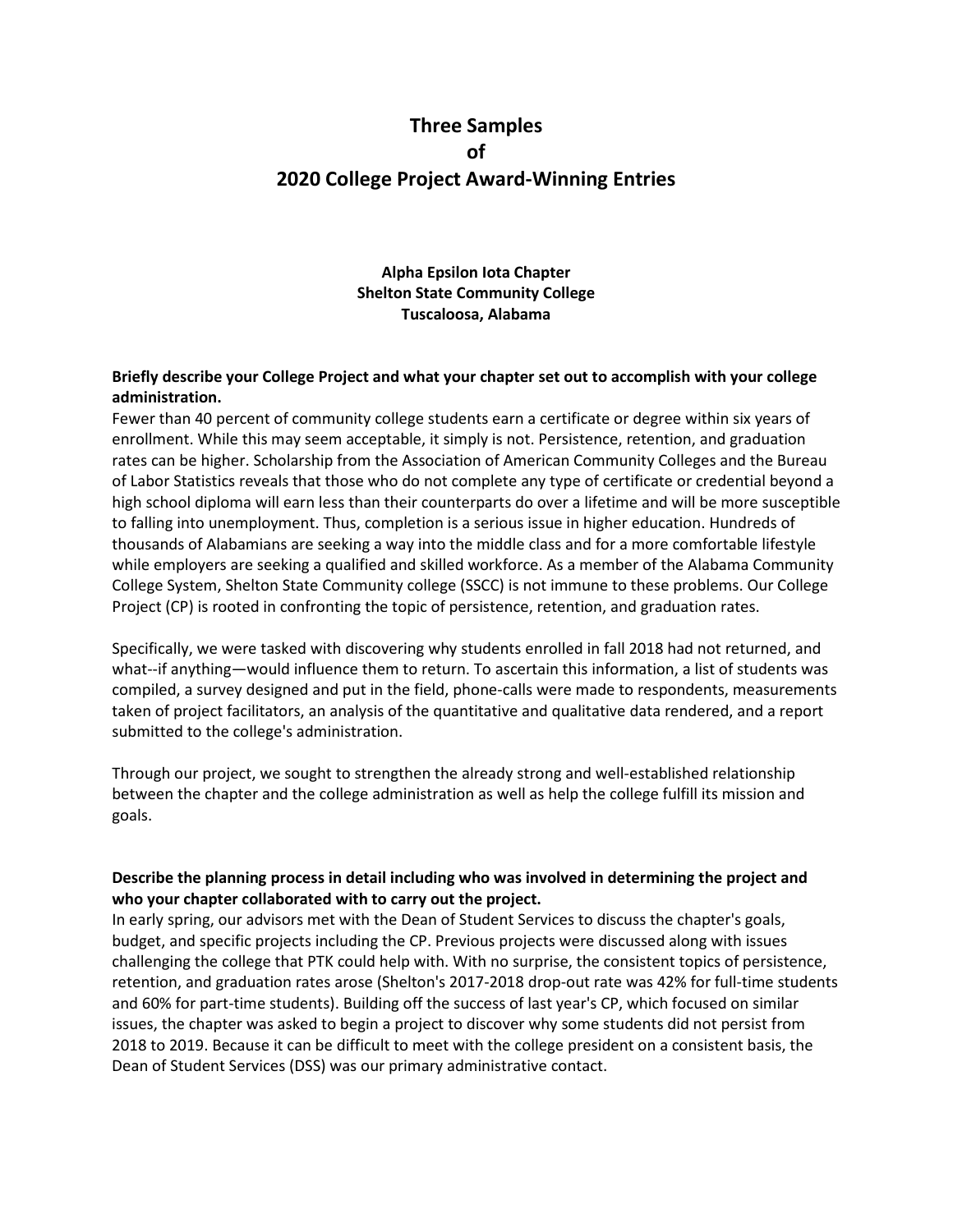# Three Samples of 2020 College Project Award-Winning Entries

**Alpha Epsilon Iota Chapter**
**Shelton State Community College**
**Tuscaloosa, Alabama**

**Briefly describe your College Project and what your chapter set out to accomplish with your college administration.**

Fewer than 40 percent of community college students earn a certificate or degree within six years of enrollment. While this may seem acceptable, it simply is not. Persistence, retention, and graduation rates can be higher. Scholarship from the Association of American Community Colleges and the Bureau of Labor Statistics reveals that those who do not complete any type of certificate or credential beyond a high school diploma will earn less than their counterparts do over a lifetime and will be more susceptible to falling into unemployment. Thus, completion is a serious issue in higher education. Hundreds of thousands of Alabamians are seeking a way into the middle class and for a more comfortable lifestyle while employers are seeking a qualified and skilled workforce. As a member of the Alabama Community College System, Shelton State Community college (SSCC) is not immune to these problems. Our College Project (CP) is rooted in confronting the topic of persistence, retention, and graduation rates.

Specifically, we were tasked with discovering why students enrolled in fall 2018 had not returned, and what--if anything—would influence them to return. To ascertain this information, a list of students was compiled, a survey designed and put in the field, phone-calls were made to respondents, measurements taken of project facilitators, an analysis of the quantitative and qualitative data rendered, and a report submitted to the college's administration.

Through our project, we sought to strengthen the already strong and well-established relationship between the chapter and the college administration as well as help the college fulfill its mission and goals.

**Describe the planning process in detail including who was involved in determining the project and who your chapter collaborated with to carry out the project.**

In early spring, our advisors met with the Dean of Student Services to discuss the chapter's goals, budget, and specific projects including the CP. Previous projects were discussed along with issues challenging the college that PTK could help with. With no surprise, the consistent topics of persistence, retention, and graduation rates arose (Shelton's 2017-2018 drop-out rate was 42% for full-time students and 60% for part-time students). Building off the success of last year's CP, which focused on similar issues, the chapter was asked to begin a project to discover why some students did not persist from 2018 to 2019. Because it can be difficult to meet with the college president on a consistent basis, the Dean of Student Services (DSS) was our primary administrative contact.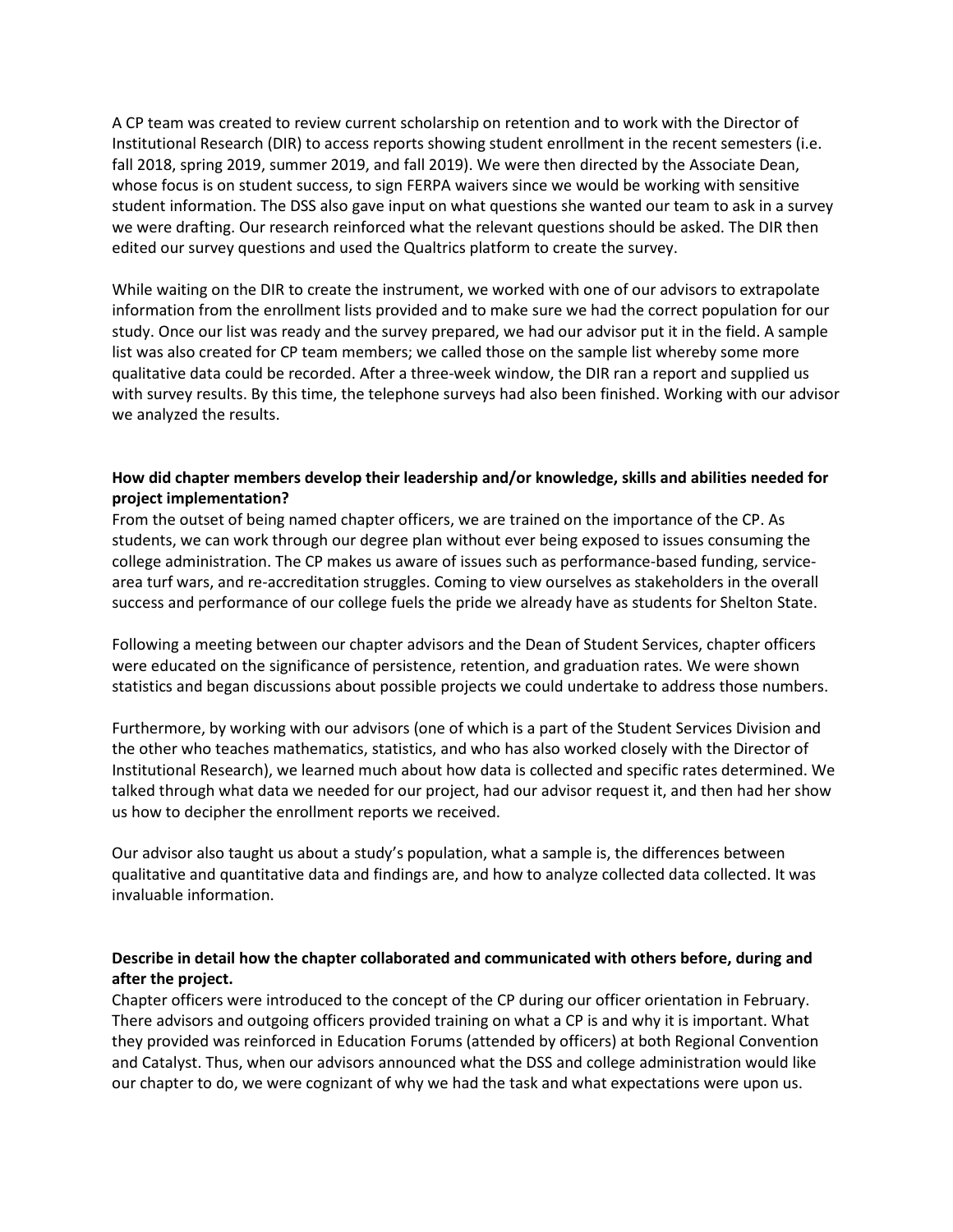A CP team was created to review current scholarship on retention and to work with the Director of Institutional Research (DIR) to access reports showing student enrollment in the recent semesters (i.e. fall 2018, spring 2019, summer 2019, and fall 2019). We were then directed by the Associate Dean, whose focus is on student success, to sign FERPA waivers since we would be working with sensitive student information. The DSS also gave input on what questions she wanted our team to ask in a survey we were drafting. Our research reinforced what the relevant questions should be asked. The DIR then edited our survey questions and used the Qualtrics platform to create the survey.

While waiting on the DIR to create the instrument, we worked with one of our advisors to extrapolate information from the enrollment lists provided and to make sure we had the correct population for our study. Once our list was ready and the survey prepared, we had our advisor put it in the field. A sample list was also created for CP team members; we called those on the sample list whereby some more qualitative data could be recorded. After a three-week window, the DIR ran a report and supplied us with survey results. By this time, the telephone surveys had also been finished. Working with our advisor we analyzed the results.

**How did chapter members develop their leadership and/or knowledge, skills and abilities needed for project implementation?**

From the outset of being named chapter officers, we are trained on the importance of the CP. As students, we can work through our degree plan without ever being exposed to issues consuming the college administration. The CP makes us aware of issues such as performance-based funding, service-area turf wars, and re-accreditation struggles. Coming to view ourselves as stakeholders in the overall success and performance of our college fuels the pride we already have as students for Shelton State.

Following a meeting between our chapter advisors and the Dean of Student Services, chapter officers were educated on the significance of persistence, retention, and graduation rates. We were shown statistics and began discussions about possible projects we could undertake to address those numbers.

Furthermore, by working with our advisors (one of which is a part of the Student Services Division and the other who teaches mathematics, statistics, and who has also worked closely with the Director of Institutional Research), we learned much about how data is collected and specific rates determined. We talked through what data we needed for our project, had our advisor request it, and then had her show us how to decipher the enrollment reports we received.

Our advisor also taught us about a study's population, what a sample is, the differences between qualitative and quantitative data and findings are, and how to analyze collected data collected. It was invaluable information.

**Describe in detail how the chapter collaborated and communicated with others before, during and after the project.**

Chapter officers were introduced to the concept of the CP during our officer orientation in February. There advisors and outgoing officers provided training on what a CP is and why it is important. What they provided was reinforced in Education Forums (attended by officers) at both Regional Convention and Catalyst. Thus, when our advisors announced what the DSS and college administration would like our chapter to do, we were cognizant of why we had the task and what expectations were upon us.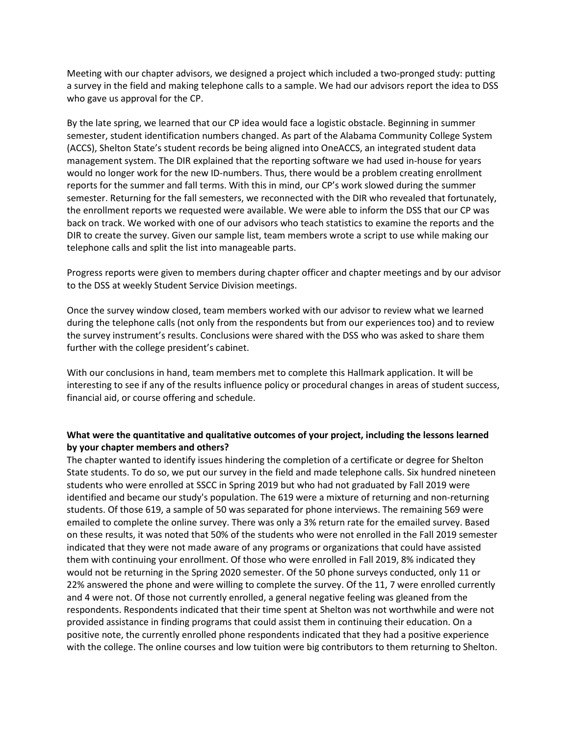Meeting with our chapter advisors, we designed a project which included a two-pronged study: putting a survey in the field and making telephone calls to a sample. We had our advisors report the idea to DSS who gave us approval for the CP.

By the late spring, we learned that our CP idea would face a logistic obstacle. Beginning in summer semester, student identification numbers changed. As part of the Alabama Community College System (ACCS), Shelton State's student records be being aligned into OneACCS, an integrated student data management system. The DIR explained that the reporting software we had used in-house for years would no longer work for the new ID-numbers. Thus, there would be a problem creating enrollment reports for the summer and fall terms. With this in mind, our CP's work slowed during the summer semester. Returning for the fall semesters, we reconnected with the DIR who revealed that fortunately, the enrollment reports we requested were available. We were able to inform the DSS that our CP was back on track. We worked with one of our advisors who teach statistics to examine the reports and the DIR to create the survey. Given our sample list, team members wrote a script to use while making our telephone calls and split the list into manageable parts.

Progress reports were given to members during chapter officer and chapter meetings and by our advisor to the DSS at weekly Student Service Division meetings.

Once the survey window closed, team members worked with our advisor to review what we learned during the telephone calls (not only from the respondents but from our experiences too) and to review the survey instrument's results. Conclusions were shared with the DSS who was asked to share them further with the college president's cabinet.

With our conclusions in hand, team members met to complete this Hallmark application. It will be interesting to see if any of the results influence policy or procedural changes in areas of student success, financial aid, or course offering and schedule.

**What were the quantitative and qualitative outcomes of your project, including the lessons learned by your chapter members and others?**

The chapter wanted to identify issues hindering the completion of a certificate or degree for Shelton State students. To do so, we put our survey in the field and made telephone calls. Six hundred nineteen students who were enrolled at SSCC in Spring 2019 but who had not graduated by Fall 2019 were identified and became our study's population. The 619 were a mixture of returning and non-returning students. Of those 619, a sample of 50 was separated for phone interviews. The remaining 569 were emailed to complete the online survey. There was only a 3% return rate for the emailed survey. Based on these results, it was noted that 50% of the students who were not enrolled in the Fall 2019 semester indicated that they were not made aware of any programs or organizations that could have assisted them with continuing your enrollment. Of those who were enrolled in Fall 2019, 8% indicated they would not be returning in the Spring 2020 semester. Of the 50 phone surveys conducted, only 11 or 22% answered the phone and were willing to complete the survey. Of the 11, 7 were enrolled currently and 4 were not. Of those not currently enrolled, a general negative feeling was gleaned from the respondents. Respondents indicated that their time spent at Shelton was not worthwhile and were not provided assistance in finding programs that could assist them in continuing their education. On a positive note, the currently enrolled phone respondents indicated that they had a positive experience with the college. The online courses and low tuition were big contributors to them returning to Shelton.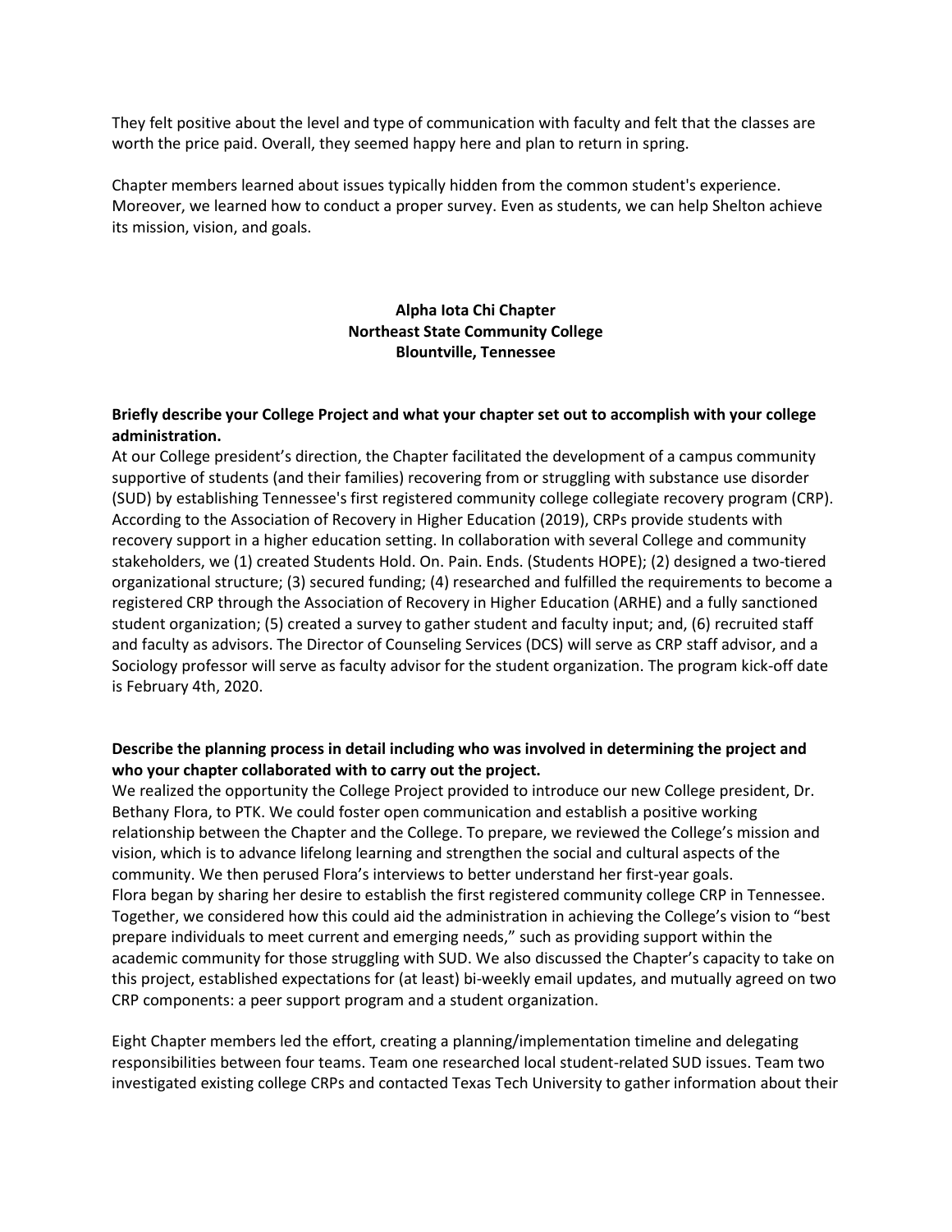They felt positive about the level and type of communication with faculty and felt that the classes are worth the price paid. Overall, they seemed happy here and plan to return in spring.

Chapter members learned about issues typically hidden from the common student's experience. Moreover, we learned how to conduct a proper survey. Even as students, we can help Shelton achieve its mission, vision, and goals.

**Alpha Iota Chi Chapter**
**Northeast State Community College**
**Blountville, Tennessee**

**Briefly describe your College Project and what your chapter set out to accomplish with your college administration.**

At our College president's direction, the Chapter facilitated the development of a campus community supportive of students (and their families) recovering from or struggling with substance use disorder (SUD) by establishing Tennessee's first registered community college collegiate recovery program (CRP). According to the Association of Recovery in Higher Education (2019), CRPs provide students with recovery support in a higher education setting. In collaboration with several College and community stakeholders, we (1) created Students Hold. On. Pain. Ends. (Students HOPE); (2) designed a two-tiered organizational structure; (3) secured funding; (4) researched and fulfilled the requirements to become a registered CRP through the Association of Recovery in Higher Education (ARHE) and a fully sanctioned student organization; (5) created a survey to gather student and faculty input; and, (6) recruited staff and faculty as advisors. The Director of Counseling Services (DCS) will serve as CRP staff advisor, and a Sociology professor will serve as faculty advisor for the student organization. The program kick-off date is February 4th, 2020.

**Describe the planning process in detail including who was involved in determining the project and who your chapter collaborated with to carry out the project.**

We realized the opportunity the College Project provided to introduce our new College president, Dr. Bethany Flora, to PTK. We could foster open communication and establish a positive working relationship between the Chapter and the College. To prepare, we reviewed the College's mission and vision, which is to advance lifelong learning and strengthen the social and cultural aspects of the community. We then perused Flora's interviews to better understand her first-year goals.
Flora began by sharing her desire to establish the first registered community college CRP in Tennessee. Together, we considered how this could aid the administration in achieving the College's vision to "best prepare individuals to meet current and emerging needs," such as providing support within the academic community for those struggling with SUD. We also discussed the Chapter's capacity to take on this project, established expectations for (at least) bi-weekly email updates, and mutually agreed on two CRP components: a peer support program and a student organization.

Eight Chapter members led the effort, creating a planning/implementation timeline and delegating responsibilities between four teams. Team one researched local student-related SUD issues. Team two investigated existing college CRPs and contacted Texas Tech University to gather information about their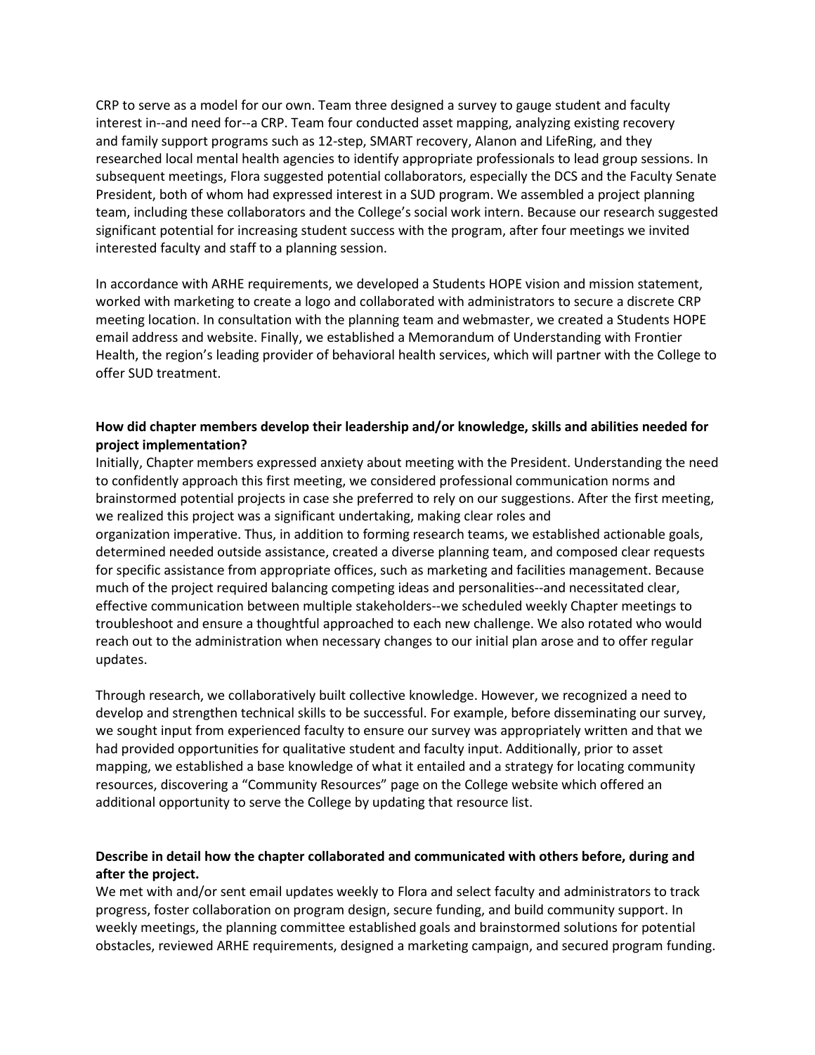CRP to serve as a model for our own. Team three designed a survey to gauge student and faculty interest in--and need for--a CRP. Team four conducted asset mapping, analyzing existing recovery and family support programs such as 12-step, SMART recovery, Alanon and LifeRing, and they researched local mental health agencies to identify appropriate professionals to lead group sessions. In subsequent meetings, Flora suggested potential collaborators, especially the DCS and the Faculty Senate President, both of whom had expressed interest in a SUD program. We assembled a project planning team, including these collaborators and the College's social work intern. Because our research suggested significant potential for increasing student success with the program, after four meetings we invited interested faculty and staff to a planning session.

In accordance with ARHE requirements, we developed a Students HOPE vision and mission statement, worked with marketing to create a logo and collaborated with administrators to secure a discrete CRP meeting location. In consultation with the planning team and webmaster, we created a Students HOPE email address and website. Finally, we established a Memorandum of Understanding with Frontier Health, the region's leading provider of behavioral health services, which will partner with the College to offer SUD treatment.

**How did chapter members develop their leadership and/or knowledge, skills and abilities needed for project implementation?**

Initially, Chapter members expressed anxiety about meeting with the President. Understanding the need to confidently approach this first meeting, we considered professional communication norms and brainstormed potential projects in case she preferred to rely on our suggestions. After the first meeting, we realized this project was a significant undertaking, making clear roles and organization imperative. Thus, in addition to forming research teams, we established actionable goals, determined needed outside assistance, created a diverse planning team, and composed clear requests for specific assistance from appropriate offices, such as marketing and facilities management. Because much of the project required balancing competing ideas and personalities--and necessitated clear, effective communication between multiple stakeholders--we scheduled weekly Chapter meetings to troubleshoot and ensure a thoughtful approached to each new challenge. We also rotated who would reach out to the administration when necessary changes to our initial plan arose and to offer regular updates.

Through research, we collaboratively built collective knowledge. However, we recognized a need to develop and strengthen technical skills to be successful. For example, before disseminating our survey, we sought input from experienced faculty to ensure our survey was appropriately written and that we had provided opportunities for qualitative student and faculty input. Additionally, prior to asset mapping, we established a base knowledge of what it entailed and a strategy for locating community resources, discovering a "Community Resources" page on the College website which offered an additional opportunity to serve the College by updating that resource list.

**Describe in detail how the chapter collaborated and communicated with others before, during and after the project.**

We met with and/or sent email updates weekly to Flora and select faculty and administrators to track progress, foster collaboration on program design, secure funding, and build community support. In weekly meetings, the planning committee established goals and brainstormed solutions for potential obstacles, reviewed ARHE requirements, designed a marketing campaign, and secured program funding.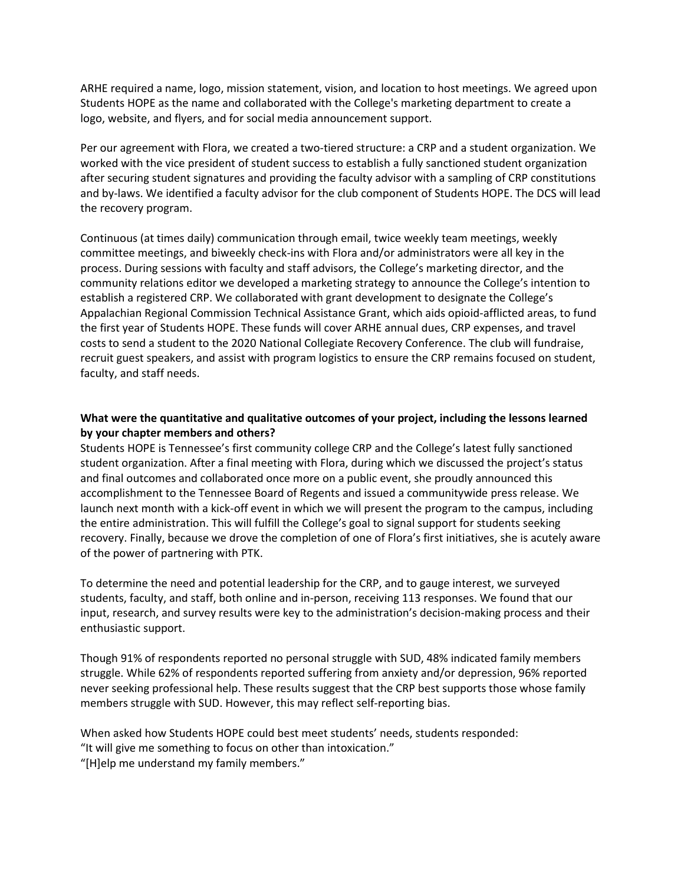ARHE required a name, logo, mission statement, vision, and location to host meetings. We agreed upon Students HOPE as the name and collaborated with the College's marketing department to create a logo, website, and flyers, and for social media announcement support.

Per our agreement with Flora, we created a two-tiered structure: a CRP and a student organization. We worked with the vice president of student success to establish a fully sanctioned student organization after securing student signatures and providing the faculty advisor with a sampling of CRP constitutions and by-laws. We identified a faculty advisor for the club component of Students HOPE. The DCS will lead the recovery program.

Continuous (at times daily) communication through email, twice weekly team meetings, weekly committee meetings, and biweekly check-ins with Flora and/or administrators were all key in the process. During sessions with faculty and staff advisors, the College's marketing director, and the community relations editor we developed a marketing strategy to announce the College's intention to establish a registered CRP. We collaborated with grant development to designate the College's Appalachian Regional Commission Technical Assistance Grant, which aids opioid-afflicted areas, to fund the first year of Students HOPE. These funds will cover ARHE annual dues, CRP expenses, and travel costs to send a student to the 2020 National Collegiate Recovery Conference. The club will fundraise, recruit guest speakers, and assist with program logistics to ensure the CRP remains focused on student, faculty, and staff needs.

**What were the quantitative and qualitative outcomes of your project, including the lessons learned by your chapter members and others?**

Students HOPE is Tennessee's first community college CRP and the College's latest fully sanctioned student organization. After a final meeting with Flora, during which we discussed the project's status and final outcomes and collaborated once more on a public event, she proudly announced this accomplishment to the Tennessee Board of Regents and issued a communitywide press release. We launch next month with a kick-off event in which we will present the program to the campus, including the entire administration. This will fulfill the College's goal to signal support for students seeking recovery. Finally, because we drove the completion of one of Flora's first initiatives, she is acutely aware of the power of partnering with PTK.

To determine the need and potential leadership for the CRP, and to gauge interest, we surveyed students, faculty, and staff, both online and in-person, receiving 113 responses. We found that our input, research, and survey results were key to the administration's decision-making process and their enthusiastic support.

Though 91% of respondents reported no personal struggle with SUD, 48% indicated family members struggle. While 62% of respondents reported suffering from anxiety and/or depression, 96% reported never seeking professional help. These results suggest that the CRP best supports those whose family members struggle with SUD. However, this may reflect self-reporting bias.

When asked how Students HOPE could best meet students' needs, students responded:
"It will give me something to focus on other than intoxication."
"[H]elp me understand my family members."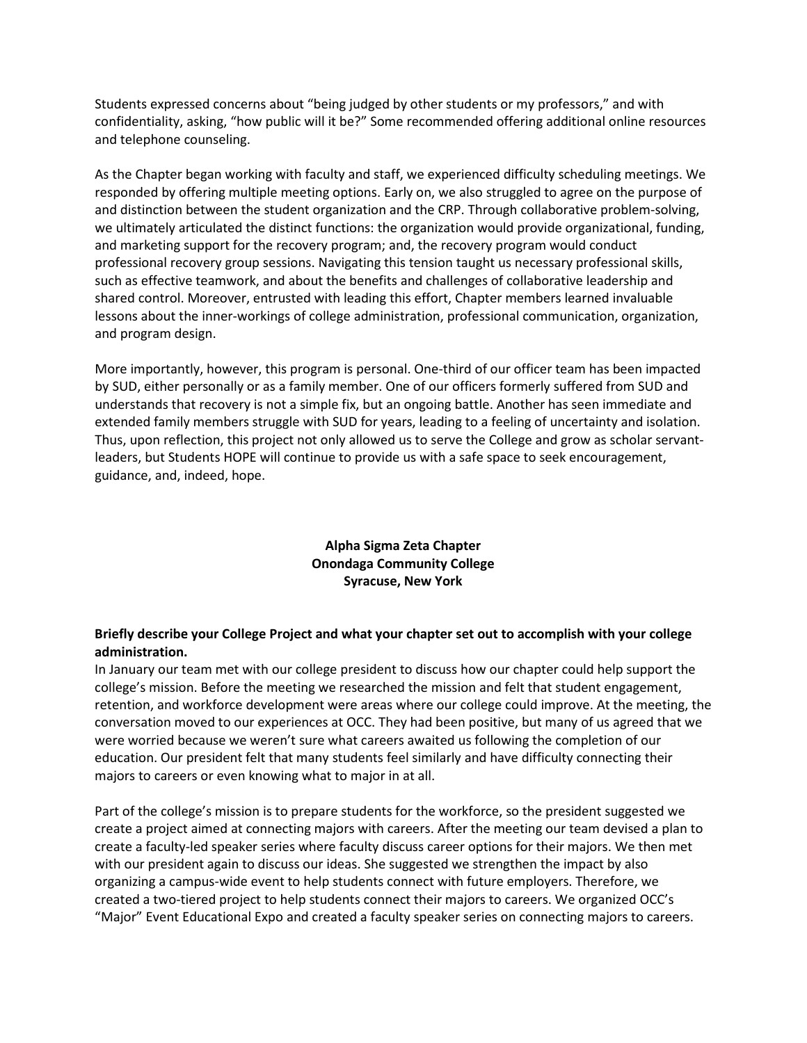Students expressed concerns about "being judged by other students or my professors," and with confidentiality, asking, "how public will it be?" Some recommended offering additional online resources and telephone counseling.

As the Chapter began working with faculty and staff, we experienced difficulty scheduling meetings. We responded by offering multiple meeting options. Early on, we also struggled to agree on the purpose of and distinction between the student organization and the CRP. Through collaborative problem-solving, we ultimately articulated the distinct functions: the organization would provide organizational, funding, and marketing support for the recovery program; and, the recovery program would conduct professional recovery group sessions. Navigating this tension taught us necessary professional skills, such as effective teamwork, and about the benefits and challenges of collaborative leadership and shared control. Moreover, entrusted with leading this effort, Chapter members learned invaluable lessons about the inner-workings of college administration, professional communication, organization, and program design.

More importantly, however, this program is personal. One-third of our officer team has been impacted by SUD, either personally or as a family member. One of our officers formerly suffered from SUD and understands that recovery is not a simple fix, but an ongoing battle. Another has seen immediate and extended family members struggle with SUD for years, leading to a feeling of uncertainty and isolation. Thus, upon reflection, this project not only allowed us to serve the College and grow as scholar servant-leaders, but Students HOPE will continue to provide us with a safe space to seek encouragement, guidance, and, indeed, hope.

**Alpha Sigma Zeta Chapter**
**Onondaga Community College**
**Syracuse, New York**

**Briefly describe your College Project and what your chapter set out to accomplish with your college administration.**

In January our team met with our college president to discuss how our chapter could help support the college's mission. Before the meeting we researched the mission and felt that student engagement, retention, and workforce development were areas where our college could improve. At the meeting, the conversation moved to our experiences at OCC. They had been positive, but many of us agreed that we were worried because we weren't sure what careers awaited us following the completion of our education. Our president felt that many students feel similarly and have difficulty connecting their majors to careers or even knowing what to major in at all.

Part of the college's mission is to prepare students for the workforce, so the president suggested we create a project aimed at connecting majors with careers. After the meeting our team devised a plan to create a faculty-led speaker series where faculty discuss career options for their majors. We then met with our president again to discuss our ideas. She suggested we strengthen the impact by also organizing a campus-wide event to help students connect with future employers. Therefore, we created a two-tiered project to help students connect their majors to careers. We organized OCC's "Major" Event Educational Expo and created a faculty speaker series on connecting majors to careers.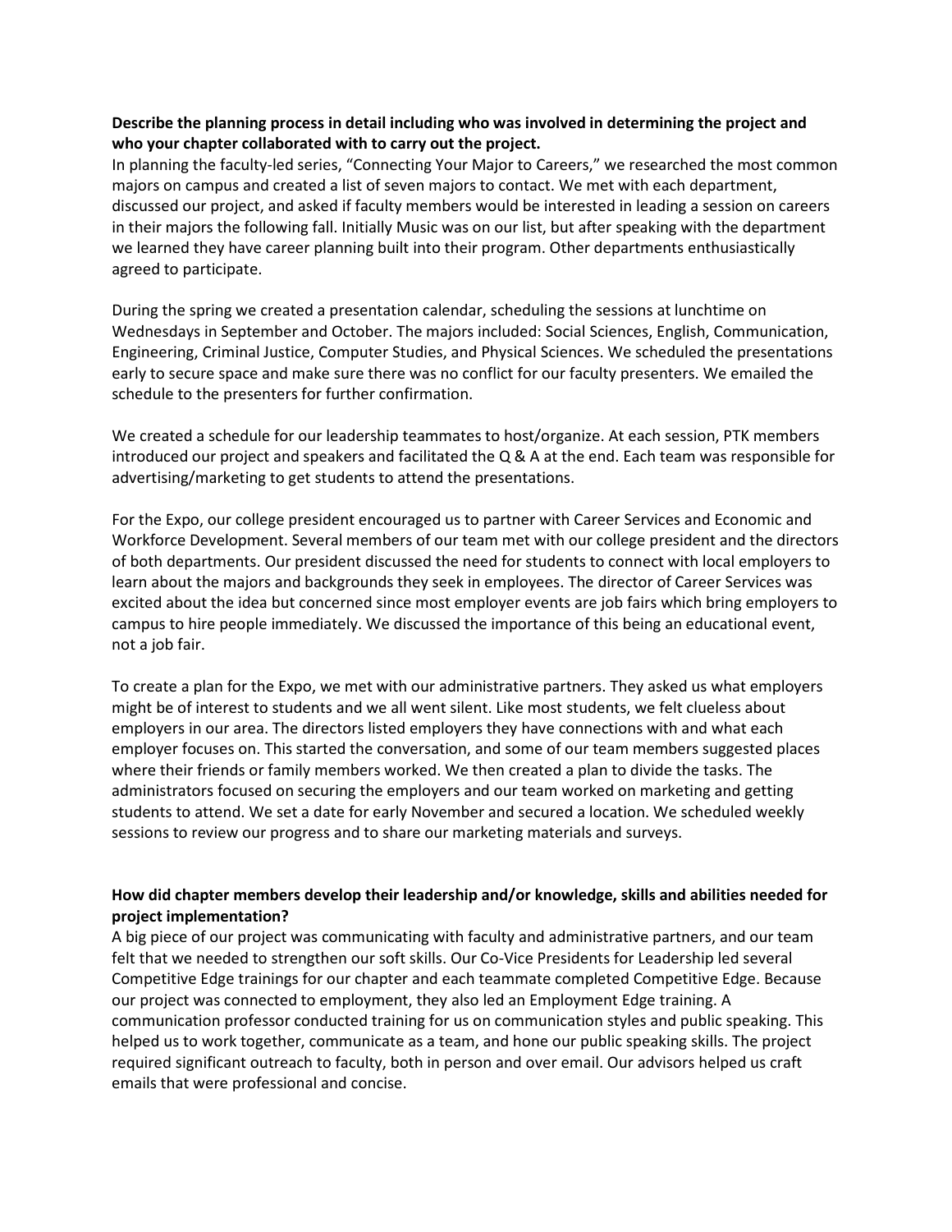**Describe the planning process in detail including who was involved in determining the project and who your chapter collaborated with to carry out the project.**

In planning the faculty-led series, "Connecting Your Major to Careers," we researched the most common majors on campus and created a list of seven majors to contact. We met with each department, discussed our project, and asked if faculty members would be interested in leading a session on careers in their majors the following fall. Initially Music was on our list, but after speaking with the department we learned they have career planning built into their program. Other departments enthusiastically agreed to participate.

During the spring we created a presentation calendar, scheduling the sessions at lunchtime on Wednesdays in September and October. The majors included: Social Sciences, English, Communication, Engineering, Criminal Justice, Computer Studies, and Physical Sciences. We scheduled the presentations early to secure space and make sure there was no conflict for our faculty presenters. We emailed the schedule to the presenters for further confirmation.

We created a schedule for our leadership teammates to host/organize. At each session, PTK members introduced our project and speakers and facilitated the Q & A at the end. Each team was responsible for advertising/marketing to get students to attend the presentations.

For the Expo, our college president encouraged us to partner with Career Services and Economic and Workforce Development. Several members of our team met with our college president and the directors of both departments. Our president discussed the need for students to connect with local employers to learn about the majors and backgrounds they seek in employees. The director of Career Services was excited about the idea but concerned since most employer events are job fairs which bring employers to campus to hire people immediately. We discussed the importance of this being an educational event, not a job fair.

To create a plan for the Expo, we met with our administrative partners. They asked us what employers might be of interest to students and we all went silent. Like most students, we felt clueless about employers in our area. The directors listed employers they have connections with and what each employer focuses on. This started the conversation, and some of our team members suggested places where their friends or family members worked. We then created a plan to divide the tasks. The administrators focused on securing the employers and our team worked on marketing and getting students to attend. We set a date for early November and secured a location. We scheduled weekly sessions to review our progress and to share our marketing materials and surveys.

**How did chapter members develop their leadership and/or knowledge, skills and abilities needed for project implementation?**

A big piece of our project was communicating with faculty and administrative partners, and our team felt that we needed to strengthen our soft skills. Our Co-Vice Presidents for Leadership led several Competitive Edge trainings for our chapter and each teammate completed Competitive Edge. Because our project was connected to employment, they also led an Employment Edge training. A communication professor conducted training for us on communication styles and public speaking. This helped us to work together, communicate as a team, and hone our public speaking skills. The project required significant outreach to faculty, both in person and over email. Our advisors helped us craft emails that were professional and concise.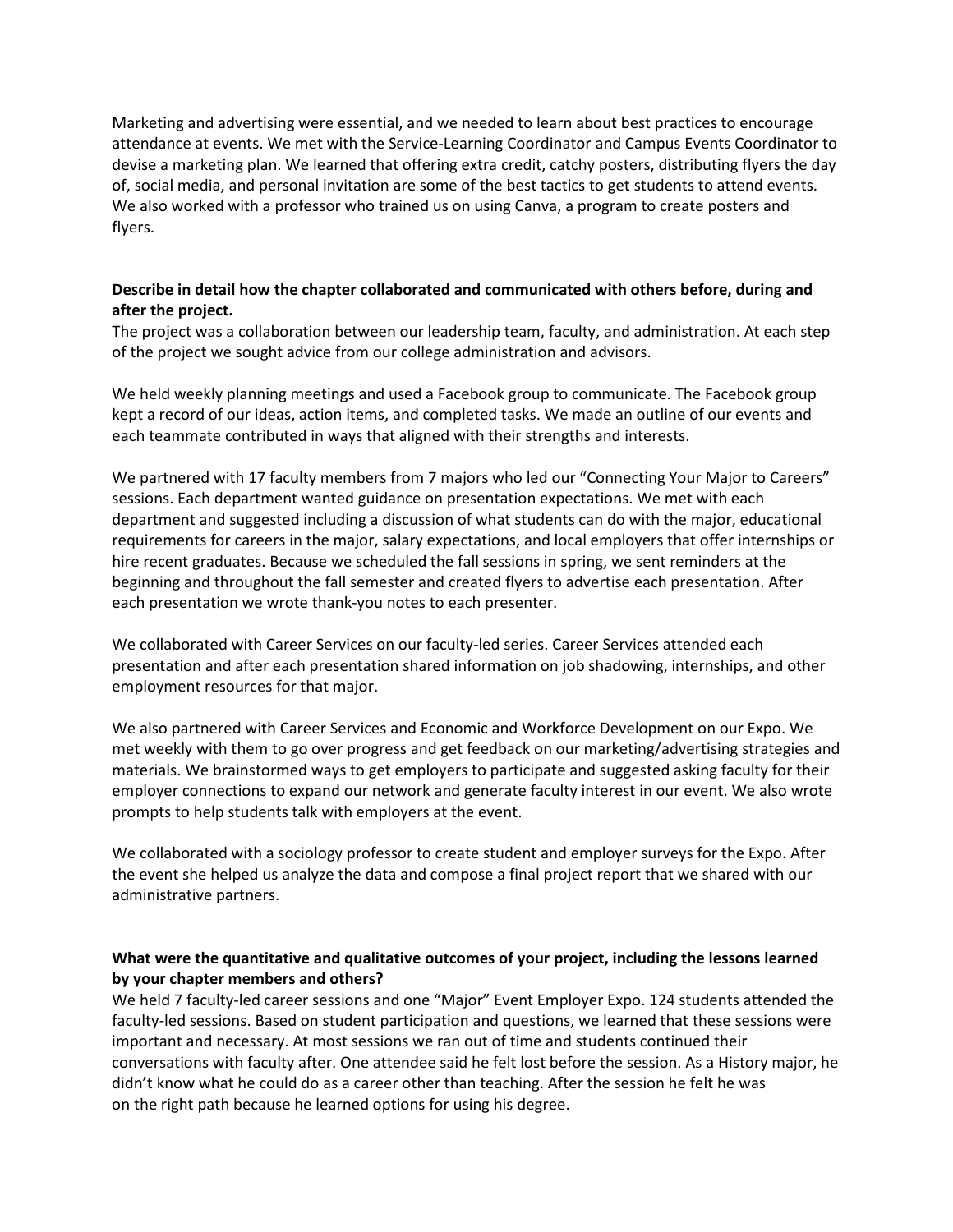Marketing and advertising were essential, and we needed to learn about best practices to encourage attendance at events. We met with the Service-Learning Coordinator and Campus Events Coordinator to devise a marketing plan. We learned that offering extra credit, catchy posters, distributing flyers the day of, social media, and personal invitation are some of the best tactics to get students to attend events. We also worked with a professor who trained us on using Canva, a program to create posters and flyers.

**Describe in detail how the chapter collaborated and communicated with others before, during and after the project.**

The project was a collaboration between our leadership team, faculty, and administration. At each step of the project we sought advice from our college administration and advisors.

We held weekly planning meetings and used a Facebook group to communicate. The Facebook group kept a record of our ideas, action items, and completed tasks. We made an outline of our events and each teammate contributed in ways that aligned with their strengths and interests.

We partnered with 17 faculty members from 7 majors who led our "Connecting Your Major to Careers" sessions. Each department wanted guidance on presentation expectations. We met with each department and suggested including a discussion of what students can do with the major, educational requirements for careers in the major, salary expectations, and local employers that offer internships or hire recent graduates. Because we scheduled the fall sessions in spring, we sent reminders at the beginning and throughout the fall semester and created flyers to advertise each presentation. After each presentation we wrote thank-you notes to each presenter.

We collaborated with Career Services on our faculty-led series. Career Services attended each presentation and after each presentation shared information on job shadowing, internships, and other employment resources for that major.

We also partnered with Career Services and Economic and Workforce Development on our Expo. We met weekly with them to go over progress and get feedback on our marketing/advertising strategies and materials. We brainstormed ways to get employers to participate and suggested asking faculty for their employer connections to expand our network and generate faculty interest in our event. We also wrote prompts to help students talk with employers at the event.

We collaborated with a sociology professor to create student and employer surveys for the Expo. After the event she helped us analyze the data and compose a final project report that we shared with our administrative partners.

**What were the quantitative and qualitative outcomes of your project, including the lessons learned by your chapter members and others?**

We held 7 faculty-led career sessions and one "Major" Event Employer Expo. 124 students attended the faculty-led sessions. Based on student participation and questions, we learned that these sessions were important and necessary. At most sessions we ran out of time and students continued their conversations with faculty after. One attendee said he felt lost before the session. As a History major, he didn't know what he could do as a career other than teaching. After the session he felt he was on the right path because he learned options for using his degree.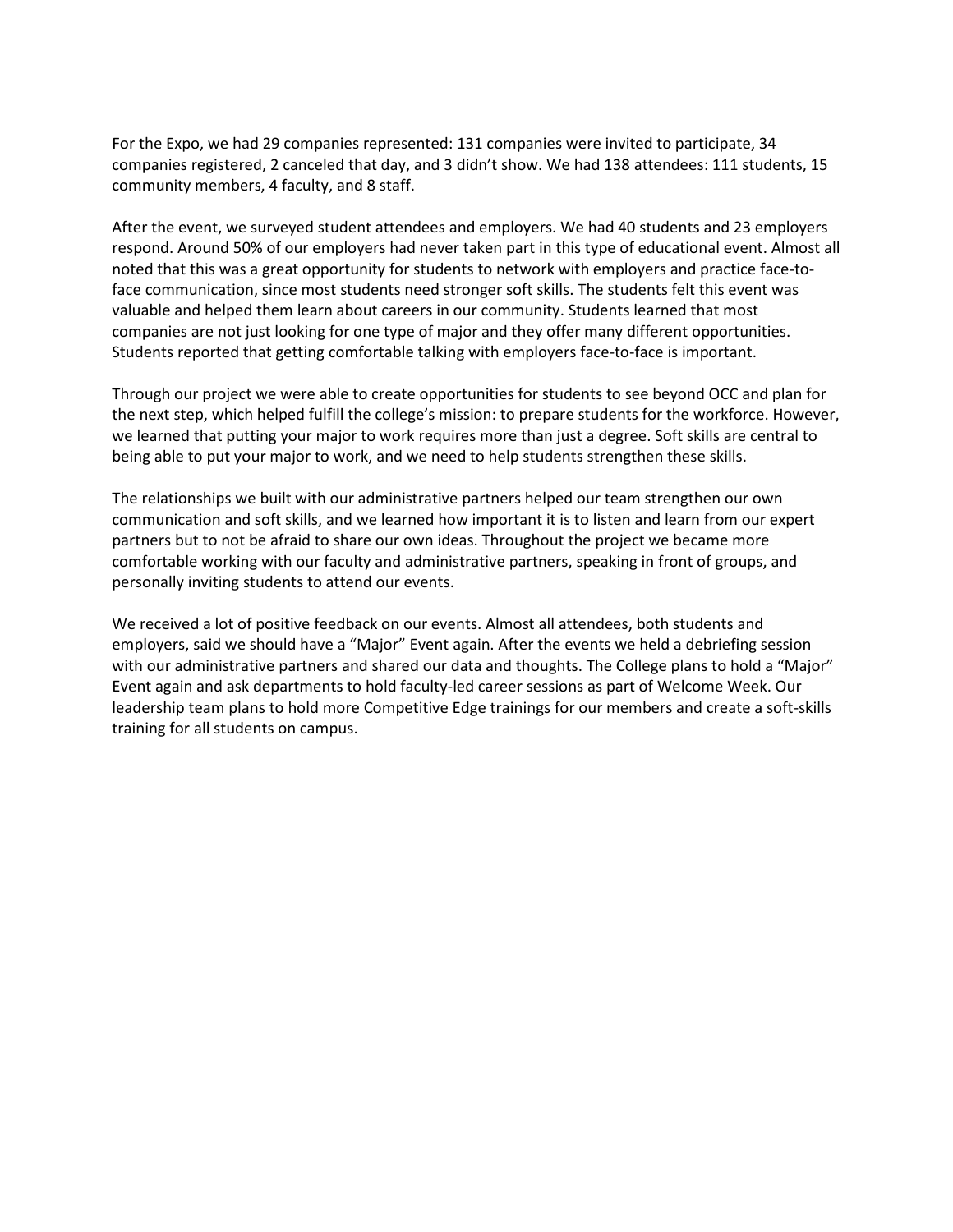For the Expo, we had 29 companies represented: 131 companies were invited to participate, 34 companies registered, 2 canceled that day, and 3 didn't show. We had 138 attendees: 111 students, 15 community members, 4 faculty, and 8 staff.

After the event, we surveyed student attendees and employers. We had 40 students and 23 employers respond. Around 50% of our employers had never taken part in this type of educational event. Almost all noted that this was a great opportunity for students to network with employers and practice face-to-face communication, since most students need stronger soft skills. The students felt this event was valuable and helped them learn about careers in our community. Students learned that most companies are not just looking for one type of major and they offer many different opportunities. Students reported that getting comfortable talking with employers face-to-face is important.

Through our project we were able to create opportunities for students to see beyond OCC and plan for the next step, which helped fulfill the college's mission: to prepare students for the workforce. However, we learned that putting your major to work requires more than just a degree. Soft skills are central to being able to put your major to work, and we need to help students strengthen these skills.

The relationships we built with our administrative partners helped our team strengthen our own communication and soft skills, and we learned how important it is to listen and learn from our expert partners but to not be afraid to share our own ideas. Throughout the project we became more comfortable working with our faculty and administrative partners, speaking in front of groups, and personally inviting students to attend our events.

We received a lot of positive feedback on our events. Almost all attendees, both students and employers, said we should have a "Major" Event again. After the events we held a debriefing session with our administrative partners and shared our data and thoughts. The College plans to hold a "Major" Event again and ask departments to hold faculty-led career sessions as part of Welcome Week. Our leadership team plans to hold more Competitive Edge trainings for our members and create a soft-skills training for all students on campus.